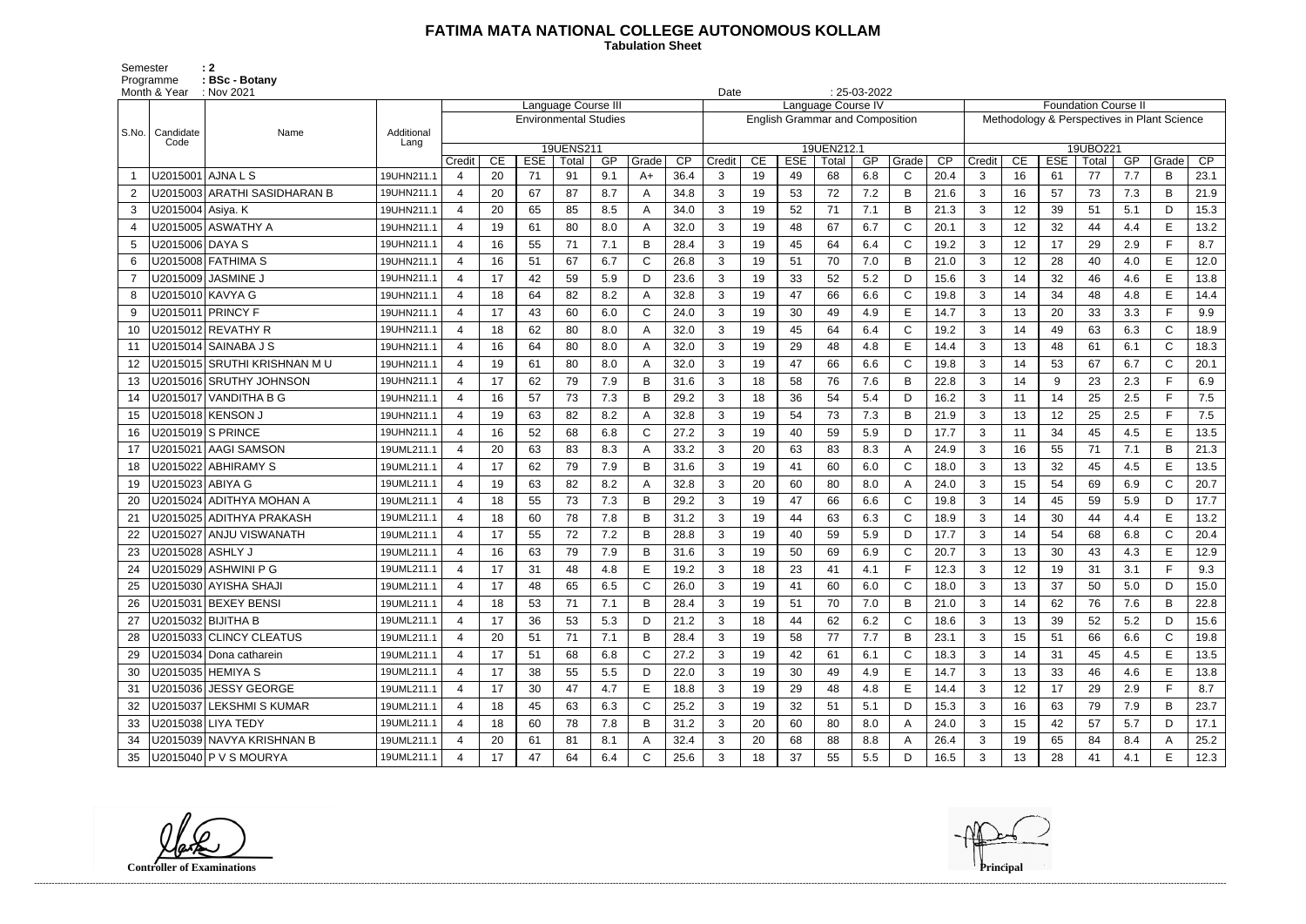# FATIMA MATA NATIONAL COLLEGE AUTONOMOUS KOLLAM

**Tabulation Sheet**

Semester : 2
Programme : BSc - Botany
Month & Year : Nov 2021
Date : 25-03-2022

| S.No. | Candidate Code | Name | Additional Lang | Language Course III | | | | | | | Language Course IV | | | | | | | Foundation Course II | | | | | | |
|---|---|---|---|---|---|---|---|---|---|---|---|---|---|---|---|---|---|---|---|---|---|---|---|---|
| | | | | Environmental Studies | | | | | | | English Grammar and Composition | | | | | | | Methodology & Perspectives in Plant Science | | | | | | |
| | | | | 19UENS211 | | | | | | | 19UEN212.1 | | | | | | | 19UBO221 | | | | | | |
| | | | | Credit | CE | ESE | Total | GP | Grade | CP | Credit | CE | ESE | Total | GP | Grade | CP | Credit | CE | ESE | Total | GP | Grade | CP |
| 1 | U2015001 | AJNA L S | 19UHN211.1 | 4 | 20 | 71 | 91 | 9.1 | A+ | 36.4 | 3 | 19 | 49 | 68 | 6.8 | C | 20.4 | 3 | 16 | 61 | 77 | 7.7 | B | 23.1 |
| 2 | U2015003 | ARATHI SASIDHARAN B | 19UHN211.1 | 4 | 20 | 67 | 87 | 8.7 | A | 34.8 | 3 | 19 | 53 | 72 | 7.2 | B | 21.6 | 3 | 16 | 57 | 73 | 7.3 | B | 21.9 |
| 3 | U2015004 | Asiya. K | 19UHN211.1 | 4 | 20 | 65 | 85 | 8.5 | A | 34.0 | 3 | 19 | 52 | 71 | 7.1 | B | 21.3 | 3 | 12 | 39 | 51 | 5.1 | D | 15.3 |
| 4 | U2015005 | ASWATHY A | 19UHN211.1 | 4 | 19 | 61 | 80 | 8.0 | A | 32.0 | 3 | 19 | 48 | 67 | 6.7 | C | 20.1 | 3 | 12 | 32 | 44 | 4.4 | E | 13.2 |
| 5 | U2015006 | DAYA S | 19UHN211.1 | 4 | 16 | 55 | 71 | 7.1 | B | 28.4 | 3 | 19 | 45 | 64 | 6.4 | C | 19.2 | 3 | 12 | 17 | 29 | 2.9 | F | 8.7 |
| 6 | U2015008 | FATHIMA S | 19UHN211.1 | 4 | 16 | 51 | 67 | 6.7 | C | 26.8 | 3 | 19 | 51 | 70 | 7.0 | B | 21.0 | 3 | 12 | 28 | 40 | 4.0 | E | 12.0 |
| 7 | U2015009 | JASMINE J | 19UHN211.1 | 4 | 17 | 42 | 59 | 5.9 | D | 23.6 | 3 | 19 | 33 | 52 | 5.2 | D | 15.6 | 3 | 14 | 32 | 46 | 4.6 | E | 13.8 |
| 8 | U2015010 | KAVYA G | 19UHN211.1 | 4 | 18 | 64 | 82 | 8.2 | A | 32.8 | 3 | 19 | 47 | 66 | 6.6 | C | 19.8 | 3 | 14 | 34 | 48 | 4.8 | E | 14.4 |
| 9 | U2015011 | PRINCY F | 19UHN211.1 | 4 | 17 | 43 | 60 | 6.0 | C | 24.0 | 3 | 19 | 30 | 49 | 4.9 | E | 14.7 | 3 | 13 | 20 | 33 | 3.3 | F | 9.9 |
| 10 | U2015012 | REVATHY R | 19UHN211.1 | 4 | 18 | 62 | 80 | 8.0 | A | 32.0 | 3 | 19 | 45 | 64 | 6.4 | C | 19.2 | 3 | 14 | 49 | 63 | 6.3 | C | 18.9 |
| 11 | U2015014 | SAINABA J S | 19UHN211.1 | 4 | 16 | 64 | 80 | 8.0 | A | 32.0 | 3 | 19 | 29 | 48 | 4.8 | E | 14.4 | 3 | 13 | 48 | 61 | 6.1 | C | 18.3 |
| 12 | U2015015 | SRUTHI KRISHNAN M U | 19UHN211.1 | 4 | 19 | 61 | 80 | 8.0 | A | 32.0 | 3 | 19 | 47 | 66 | 6.6 | C | 19.8 | 3 | 14 | 53 | 67 | 6.7 | C | 20.1 |
| 13 | U2015016 | SRUTHY JOHNSON | 19UHN211.1 | 4 | 17 | 62 | 79 | 7.9 | B | 31.6 | 3 | 18 | 58 | 76 | 7.6 | B | 22.8 | 3 | 14 | 9 | 23 | 2.3 | F | 6.9 |
| 14 | U2015017 | VANDITHA B G | 19UHN211.1 | 4 | 16 | 57 | 73 | 7.3 | B | 29.2 | 3 | 18 | 36 | 54 | 5.4 | D | 16.2 | 3 | 11 | 14 | 25 | 2.5 | F | 7.5 |
| 15 | U2015018 | KENSON J | 19UHN211.1 | 4 | 19 | 63 | 82 | 8.2 | A | 32.8 | 3 | 19 | 54 | 73 | 7.3 | B | 21.9 | 3 | 13 | 12 | 25 | 2.5 | F | 7.5 |
| 16 | U2015019 | S PRINCE | 19UHN211.1 | 4 | 16 | 52 | 68 | 6.8 | C | 27.2 | 3 | 19 | 40 | 59 | 5.9 | D | 17.7 | 3 | 11 | 34 | 45 | 4.5 | E | 13.5 |
| 17 | U2015021 | AAGI SAMSON | 19UML211.1 | 4 | 20 | 63 | 83 | 8.3 | A | 33.2 | 3 | 20 | 63 | 83 | 8.3 | A | 24.9 | 3 | 16 | 55 | 71 | 7.1 | B | 21.3 |
| 18 | U2015022 | ABHIRAMY S | 19UML211.1 | 4 | 17 | 62 | 79 | 7.9 | B | 31.6 | 3 | 19 | 41 | 60 | 6.0 | C | 18.0 | 3 | 13 | 32 | 45 | 4.5 | E | 13.5 |
| 19 | U2015023 | ABIYA G | 19UML211.1 | 4 | 19 | 63 | 82 | 8.2 | A | 32.8 | 3 | 20 | 60 | 80 | 8.0 | A | 24.0 | 3 | 15 | 54 | 69 | 6.9 | C | 20.7 |
| 20 | U2015024 | ADITHYA MOHAN A | 19UML211.1 | 4 | 18 | 55 | 73 | 7.3 | B | 29.2 | 3 | 19 | 47 | 66 | 6.6 | C | 19.8 | 3 | 14 | 45 | 59 | 5.9 | D | 17.7 |
| 21 | U2015025 | ADITHYA PRAKASH | 19UML211.1 | 4 | 18 | 60 | 78 | 7.8 | B | 31.2 | 3 | 19 | 44 | 63 | 6.3 | C | 18.9 | 3 | 14 | 30 | 44 | 4.4 | E | 13.2 |
| 22 | U2015027 | ANJU VISWANATH | 19UML211.1 | 4 | 17 | 55 | 72 | 7.2 | B | 28.8 | 3 | 19 | 40 | 59 | 5.9 | D | 17.7 | 3 | 14 | 54 | 68 | 6.8 | C | 20.4 |
| 23 | U2015028 | ASHLY J | 19UML211.1 | 4 | 16 | 63 | 79 | 7.9 | B | 31.6 | 3 | 19 | 50 | 69 | 6.9 | C | 20.7 | 3 | 13 | 30 | 43 | 4.3 | E | 12.9 |
| 24 | U2015029 | ASHWINI P G | 19UML211.1 | 4 | 17 | 31 | 48 | 4.8 | E | 19.2 | 3 | 18 | 23 | 41 | 4.1 | F | 12.3 | 3 | 12 | 19 | 31 | 3.1 | F | 9.3 |
| 25 | U2015030 | AYISHA SHAJI | 19UML211.1 | 4 | 17 | 48 | 65 | 6.5 | C | 26.0 | 3 | 19 | 41 | 60 | 6.0 | C | 18.0 | 3 | 13 | 37 | 50 | 5.0 | D | 15.0 |
| 26 | U2015031 | BEXEY BENSI | 19UML211.1 | 4 | 18 | 53 | 71 | 7.1 | B | 28.4 | 3 | 19 | 51 | 70 | 7.0 | B | 21.0 | 3 | 14 | 62 | 76 | 7.6 | B | 22.8 |
| 27 | U2015032 | BIJITHA B | 19UML211.1 | 4 | 17 | 36 | 53 | 5.3 | D | 21.2 | 3 | 18 | 44 | 62 | 6.2 | C | 18.6 | 3 | 13 | 39 | 52 | 5.2 | D | 15.6 |
| 28 | U2015033 | CLINCY CLEATUS | 19UML211.1 | 4 | 20 | 51 | 71 | 7.1 | B | 28.4 | 3 | 19 | 58 | 77 | 7.7 | B | 23.1 | 3 | 15 | 51 | 66 | 6.6 | C | 19.8 |
| 29 | U2015034 | Dona catharein | 19UML211.1 | 4 | 17 | 51 | 68 | 6.8 | C | 27.2 | 3 | 19 | 42 | 61 | 6.1 | C | 18.3 | 3 | 14 | 31 | 45 | 4.5 | E | 13.5 |
| 30 | U2015035 | HEMIYA S | 19UML211.1 | 4 | 17 | 38 | 55 | 5.5 | D | 22.0 | 3 | 19 | 30 | 49 | 4.9 | E | 14.7 | 3 | 13 | 33 | 46 | 4.6 | E | 13.8 |
| 31 | U2015036 | JESSY GEORGE | 19UML211.1 | 4 | 17 | 30 | 47 | 4.7 | E | 18.8 | 3 | 19 | 29 | 48 | 4.8 | E | 14.4 | 3 | 12 | 17 | 29 | 2.9 | F | 8.7 |
| 32 | U2015037 | LEKSHMI S KUMAR | 19UML211.1 | 4 | 18 | 45 | 63 | 6.3 | C | 25.2 | 3 | 19 | 32 | 51 | 5.1 | D | 15.3 | 3 | 16 | 63 | 79 | 7.9 | B | 23.7 |
| 33 | U2015038 | LIYA TEDY | 19UML211.1 | 4 | 18 | 60 | 78 | 7.8 | B | 31.2 | 3 | 20 | 60 | 80 | 8.0 | A | 24.0 | 3 | 15 | 42 | 57 | 5.7 | D | 17.1 |
| 34 | U2015039 | NAVYA KRISHNAN B | 19UML211.1 | 4 | 20 | 61 | 81 | 8.1 | A | 32.4 | 3 | 20 | 68 | 88 | 8.8 | A | 26.4 | 3 | 19 | 65 | 84 | 8.4 | A | 25.2 |
| 35 | U2015040 | P V S MOURYA | 19UML211.1 | 4 | 17 | 47 | 64 | 6.4 | C | 25.6 | 3 | 18 | 37 | 55 | 5.5 | D | 16.5 | 3 | 13 | 28 | 41 | 4.1 | E | 12.3 |

Controller of Examinations

Principal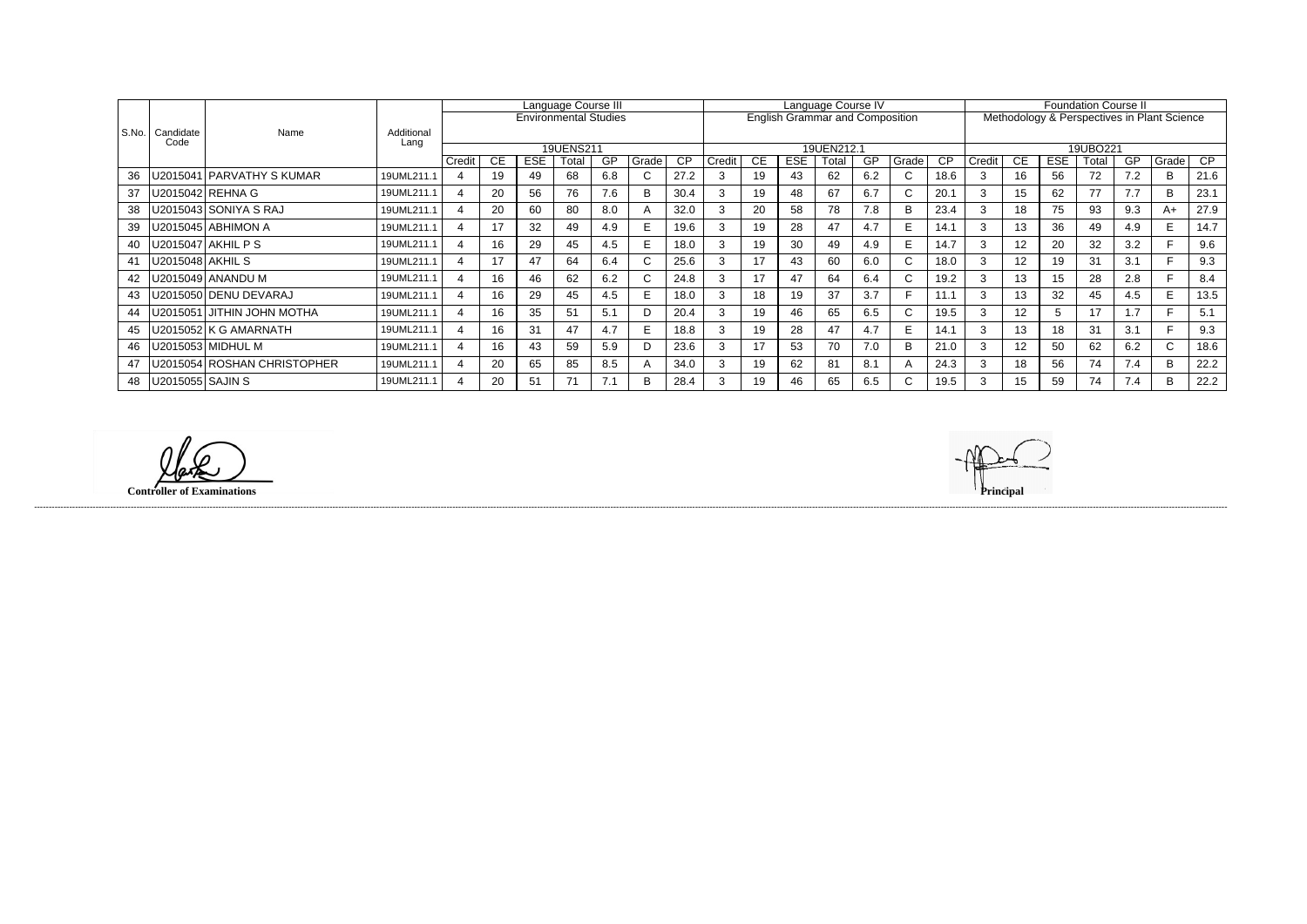| S.No. | Candidate Code | Name | Additional Lang | Language Course III Environmental Studies 19UENS211 | | | | | | | Language Course IV English Grammar and Composition 19UEN212.1 | | | | | | | Foundation Course II Methodology & Perspectives in Plant Science 19UBO221 | | | | | | |
|---|---|---|---|---|---|---|---|---|---|---|---|---|---|---|---|---|---|---|---|---|---|---|---|---|
| | | | | Credit | CE | ESE | Total | GP | Grade | CP | Credit | CE | ESE | Total | GP | Grade | CP | Credit | CE | ESE | Total | GP | Grade | CP |
| 36 | U2015041 | PARVATHY S KUMAR | 19UML211.1 | 4 | 19 | 49 | 68 | 6.8 | C | 27.2 | 3 | 19 | 43 | 62 | 6.2 | C | 18.6 | 3 | 16 | 56 | 72 | 7.2 | B | 21.6 |
| 37 | U2015042 | REHNA G | 19UML211.1 | 4 | 20 | 56 | 76 | 7.6 | B | 30.4 | 3 | 19 | 48 | 67 | 6.7 | C | 20.1 | 3 | 15 | 62 | 77 | 7.7 | B | 23.1 |
| 38 | U2015043 | SONIYA S RAJ | 19UML211.1 | 4 | 20 | 60 | 80 | 8.0 | A | 32.0 | 3 | 20 | 58 | 78 | 7.8 | B | 23.4 | 3 | 18 | 75 | 93 | 9.3 | A+ | 27.9 |
| 39 | U2015045 | ABHIMON A | 19UML211.1 | 4 | 17 | 32 | 49 | 4.9 | E | 19.6 | 3 | 19 | 28 | 47 | 4.7 | E | 14.1 | 3 | 13 | 36 | 49 | 4.9 | E | 14.7 |
| 40 | U2015047 | AKHIL P S | 19UML211.1 | 4 | 16 | 29 | 45 | 4.5 | E | 18.0 | 3 | 19 | 30 | 49 | 4.9 | E | 14.7 | 3 | 12 | 20 | 32 | 3.2 | F | 9.6 |
| 41 | U2015048 | AKHIL S | 19UML211.1 | 4 | 17 | 47 | 64 | 6.4 | C | 25.6 | 3 | 17 | 43 | 60 | 6.0 | C | 18.0 | 3 | 12 | 19 | 31 | 3.1 | F | 9.3 |
| 42 | U2015049 | ANANDU M | 19UML211.1 | 4 | 16 | 46 | 62 | 6.2 | C | 24.8 | 3 | 17 | 47 | 64 | 6.4 | C | 19.2 | 3 | 13 | 15 | 28 | 2.8 | F | 8.4 |
| 43 | U2015050 | DENU DEVARAJ | 19UML211.1 | 4 | 16 | 29 | 45 | 4.5 | E | 18.0 | 3 | 18 | 19 | 37 | 3.7 | F | 11.1 | 3 | 13 | 32 | 45 | 4.5 | E | 13.5 |
| 44 | U2015051 | JITHIN JOHN MOTHA | 19UML211.1 | 4 | 16 | 35 | 51 | 5.1 | D | 20.4 | 3 | 19 | 46 | 65 | 6.5 | C | 19.5 | 3 | 12 | 5 | 17 | 1.7 | F | 5.1 |
| 45 | U2015052 | K G AMARNATH | 19UML211.1 | 4 | 16 | 31 | 47 | 4.7 | E | 18.8 | 3 | 19 | 28 | 47 | 4.7 | E | 14.1 | 3 | 13 | 18 | 31 | 3.1 | F | 9.3 |
| 46 | U2015053 | MIDHUL M | 19UML211.1 | 4 | 16 | 43 | 59 | 5.9 | D | 23.6 | 3 | 17 | 53 | 70 | 7.0 | B | 21.0 | 3 | 12 | 50 | 62 | 6.2 | C | 18.6 |
| 47 | U2015054 | ROSHAN CHRISTOPHER | 19UML211.1 | 4 | 20 | 65 | 85 | 8.5 | A | 34.0 | 3 | 19 | 62 | 81 | 8.1 | A | 24.3 | 3 | 18 | 56 | 74 | 7.4 | B | 22.2 |
| 48 | U2015055 | SAJIN S | 19UML211.1 | 4 | 20 | 51 | 71 | 7.1 | B | 28.4 | 3 | 19 | 46 | 65 | 6.5 | C | 19.5 | 3 | 15 | 59 | 74 | 7.4 | B | 22.2 |

**Controller of Examinations**

**Principal**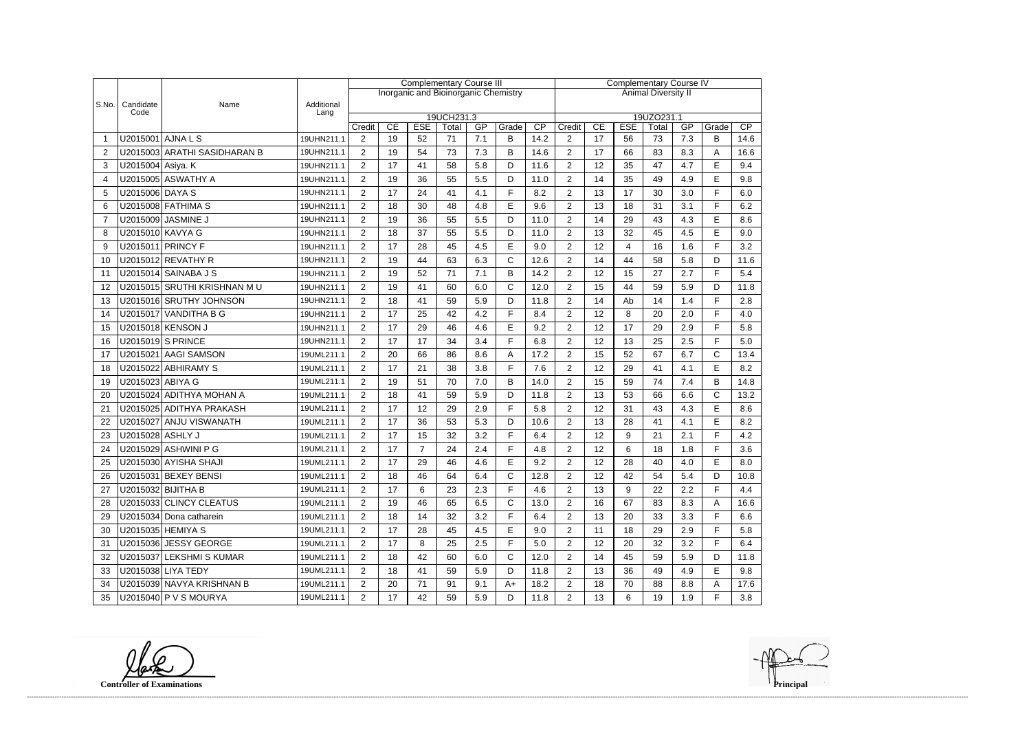| S.No. | Candidate Code | Name | Additional Lang | Complementary Course III | | | | | | | Complementary Course IV | | | | | | |
|---|---|---|---|---|---|---|---|---|---|---|---|---|---|---|---|---|---|
| | | | | Inorganic and Bioinorganic Chemistry | | | | | | | Animal Diversity II | | | | | | |
| | | | | 19UCH231.3 | | | | | | | 19UZO231.1 | | | | | | |
| | | | | Credit | CE | ESE | Total | GP | Grade | CP | Credit | CE | ESE | Total | GP | Grade | CP |
| 1 | U2015001 | AJNA L S | 19UHN211.1 | 2 | 19 | 52 | 71 | 7.1 | B | 14.2 | 2 | 17 | 56 | 73 | 7.3 | B | 14.6 |
| 2 | U2015003 | ARATHI SASIDHARAN B | 19UHN211.1 | 2 | 19 | 54 | 73 | 7.3 | B | 14.6 | 2 | 17 | 66 | 83 | 8.3 | A | 16.6 |
| 3 | U2015004 | Asiya. K | 19UHN211.1 | 2 | 17 | 41 | 58 | 5.8 | D | 11.6 | 2 | 12 | 35 | 47 | 4.7 | E | 9.4 |
| 4 | U2015005 | ASWATHY A | 19UHN211.1 | 2 | 19 | 36 | 55 | 5.5 | D | 11.0 | 2 | 14 | 35 | 49 | 4.9 | E | 9.8 |
| 5 | U2015006 | DAYA S | 19UHN211.1 | 2 | 17 | 24 | 41 | 4.1 | F | 8.2 | 2 | 13 | 17 | 30 | 3.0 | F | 6.0 |
| 6 | U2015008 | FATHIMA S | 19UHN211.1 | 2 | 18 | 30 | 48 | 4.8 | E | 9.6 | 2 | 13 | 18 | 31 | 3.1 | F | 6.2 |
| 7 | U2015009 | JASMINE J | 19UHN211.1 | 2 | 19 | 36 | 55 | 5.5 | D | 11.0 | 2 | 14 | 29 | 43 | 4.3 | E | 8.6 |
| 8 | U2015010 | KAVYA G | 19UHN211.1 | 2 | 18 | 37 | 55 | 5.5 | D | 11.0 | 2 | 13 | 32 | 45 | 4.5 | E | 9.0 |
| 9 | U2015011 | PRINCY F | 19UHN211.1 | 2 | 17 | 28 | 45 | 4.5 | E | 9.0 | 2 | 12 | 4 | 16 | 1.6 | F | 3.2 |
| 10 | U2015012 | REVATHY R | 19UHN211.1 | 2 | 19 | 44 | 63 | 6.3 | C | 12.6 | 2 | 14 | 44 | 58 | 5.8 | D | 11.6 |
| 11 | U2015014 | SAINABA J S | 19UHN211.1 | 2 | 19 | 52 | 71 | 7.1 | B | 14.2 | 2 | 12 | 15 | 27 | 2.7 | F | 5.4 |
| 12 | U2015015 | SRUTHI KRISHNAN M U | 19UHN211.1 | 2 | 19 | 41 | 60 | 6.0 | C | 12.0 | 2 | 15 | 44 | 59 | 5.9 | D | 11.8 |
| 13 | U2015016 | SRUTHY JOHNSON | 19UHN211.1 | 2 | 18 | 41 | 59 | 5.9 | D | 11.8 | 2 | 14 | Ab | 14 | 1.4 | F | 2.8 |
| 14 | U2015017 | VANDITHA B G | 19UHN211.1 | 2 | 17 | 25 | 42 | 4.2 | F | 8.4 | 2 | 12 | 8 | 20 | 2.0 | F | 4.0 |
| 15 | U2015018 | KENSON J | 19UHN211.1 | 2 | 17 | 29 | 46 | 4.6 | E | 9.2 | 2 | 12 | 17 | 29 | 2.9 | F | 5.8 |
| 16 | U2015019 | S PRINCE | 19UHN211.1 | 2 | 17 | 17 | 34 | 3.4 | F | 6.8 | 2 | 12 | 13 | 25 | 2.5 | F | 5.0 |
| 17 | U2015021 | AAGI SAMSON | 19UML211.1 | 2 | 20 | 66 | 86 | 8.6 | A | 17.2 | 2 | 15 | 52 | 67 | 6.7 | C | 13.4 |
| 18 | U2015022 | ABHIRAMY S | 19UML211.1 | 2 | 17 | 21 | 38 | 3.8 | F | 7.6 | 2 | 12 | 29 | 41 | 4.1 | E | 8.2 |
| 19 | U2015023 | ABIYA G | 19UML211.1 | 2 | 19 | 51 | 70 | 7.0 | B | 14.0 | 2 | 15 | 59 | 74 | 7.4 | B | 14.8 |
| 20 | U2015024 | ADITHYA MOHAN A | 19UML211.1 | 2 | 18 | 41 | 59 | 5.9 | D | 11.8 | 2 | 13 | 53 | 66 | 6.6 | C | 13.2 |
| 21 | U2015025 | ADITHYA PRAKASH | 19UML211.1 | 2 | 17 | 12 | 29 | 2.9 | F | 5.8 | 2 | 12 | 31 | 43 | 4.3 | E | 8.6 |
| 22 | U2015027 | ANJU VISWANATH | 19UML211.1 | 2 | 17 | 36 | 53 | 5.3 | D | 10.6 | 2 | 13 | 28 | 41 | 4.1 | E | 8.2 |
| 23 | U2015028 | ASHLY J | 19UML211.1 | 2 | 17 | 15 | 32 | 3.2 | F | 6.4 | 2 | 12 | 9 | 21 | 2.1 | F | 4.2 |
| 24 | U2015029 | ASHWINI P G | 19UML211.1 | 2 | 17 | 7 | 24 | 2.4 | F | 4.8 | 2 | 12 | 6 | 18 | 1.8 | F | 3.6 |
| 25 | U2015030 | AYISHA SHAJI | 19UML211.1 | 2 | 17 | 29 | 46 | 4.6 | E | 9.2 | 2 | 12 | 28 | 40 | 4.0 | E | 8.0 |
| 26 | U2015031 | BEXEY BENSI | 19UML211.1 | 2 | 18 | 46 | 64 | 6.4 | C | 12.8 | 2 | 12 | 42 | 54 | 5.4 | D | 10.8 |
| 27 | U2015032 | BIJITHA B | 19UML211.1 | 2 | 17 | 6 | 23 | 2.3 | F | 4.6 | 2 | 13 | 9 | 22 | 2.2 | F | 4.4 |
| 28 | U2015033 | CLINCY CLEATUS | 19UML211.1 | 2 | 19 | 46 | 65 | 6.5 | C | 13.0 | 2 | 16 | 67 | 83 | 8.3 | A | 16.6 |
| 29 | U2015034 | Dona catharein | 19UML211.1 | 2 | 18 | 14 | 32 | 3.2 | F | 6.4 | 2 | 13 | 20 | 33 | 3.3 | F | 6.6 |
| 30 | U2015035 | HEMIYA S | 19UML211.1 | 2 | 17 | 28 | 45 | 4.5 | E | 9.0 | 2 | 11 | 18 | 29 | 2.9 | F | 5.8 |
| 31 | U2015036 | JESSY GEORGE | 19UML211.1 | 2 | 17 | 8 | 25 | 2.5 | F | 5.0 | 2 | 12 | 20 | 32 | 3.2 | F | 6.4 |
| 32 | U2015037 | LEKSHMI S KUMAR | 19UML211.1 | 2 | 18 | 42 | 60 | 6.0 | C | 12.0 | 2 | 14 | 45 | 59 | 5.9 | D | 11.8 |
| 33 | U2015038 | LIYA TEDY | 19UML211.1 | 2 | 18 | 41 | 59 | 5.9 | D | 11.8 | 2 | 13 | 36 | 49 | 4.9 | E | 9.8 |
| 34 | U2015039 | NAVYA KRISHNAN B | 19UML211.1 | 2 | 20 | 71 | 91 | 9.1 | A+ | 18.2 | 2 | 18 | 70 | 88 | 8.8 | A | 17.6 |
| 35 | U2015040 | P V S MOURYA | 19UML211.1 | 2 | 17 | 42 | 59 | 5.9 | D | 11.8 | 2 | 13 | 6 | 19 | 1.9 | F | 3.8 |

**Controller of Examinations**

**Principal**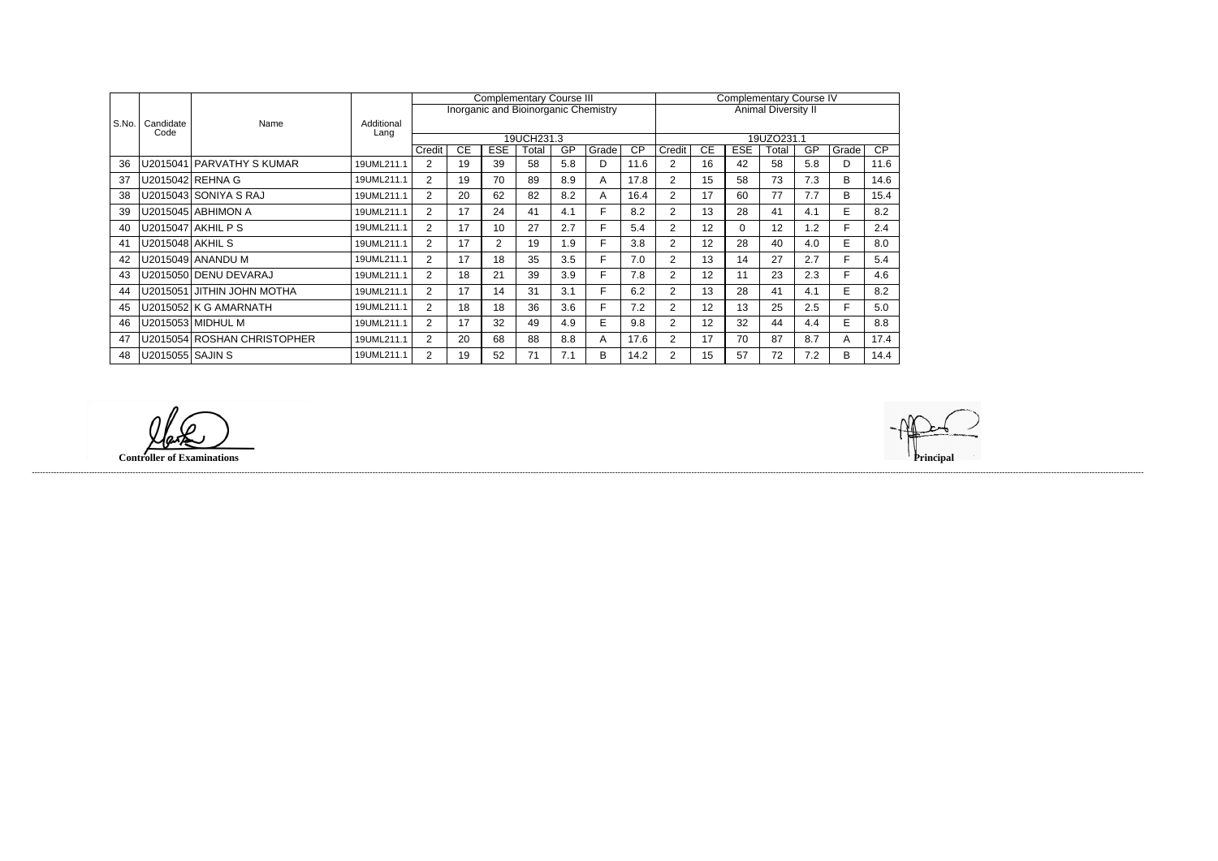| S.No. | Candidate Code | Name | Additional Lang | Complementary Course III | | | | | | | Complementary Course IV | | | | | | |
|---|---|---|---|---|---|---|---|---|---|---|---|---|---|---|---|---|---|
| | | | | Inorganic and Bioinorganic Chemistry | | | | | | | Animal Diversity II | | | | | | |
| | | | | 19UCH231.3 | | | | | | | 19UZO231.1 | | | | | | |
| | | | | Credit | CE | ESE | Total | GP | Grade | CP | Credit | CE | ESE | Total | GP | Grade | CP |
| 36 | U2015041 | PARVATHY S KUMAR | 19UML211.1 | 2 | 19 | 39 | 58 | 5.8 | D | 11.6 | 2 | 16 | 42 | 58 | 5.8 | D | 11.6 |
| 37 | U2015042 | REHNA G | 19UML211.1 | 2 | 19 | 70 | 89 | 8.9 | A | 17.8 | 2 | 15 | 58 | 73 | 7.3 | B | 14.6 |
| 38 | U2015043 | SONIYA S RAJ | 19UML211.1 | 2 | 20 | 62 | 82 | 8.2 | A | 16.4 | 2 | 17 | 60 | 77 | 7.7 | B | 15.4 |
| 39 | U2015045 | ABHIMON A | 19UML211.1 | 2 | 17 | 24 | 41 | 4.1 | F | 8.2 | 2 | 13 | 28 | 41 | 4.1 | E | 8.2 |
| 40 | U2015047 | AKHIL P S | 19UML211.1 | 2 | 17 | 10 | 27 | 2.7 | F | 5.4 | 2 | 12 | 0 | 12 | 1.2 | F | 2.4 |
| 41 | U2015048 | AKHIL S | 19UML211.1 | 2 | 17 | 2 | 19 | 1.9 | F | 3.8 | 2 | 12 | 28 | 40 | 4.0 | E | 8.0 |
| 42 | U2015049 | ANANDU M | 19UML211.1 | 2 | 17 | 18 | 35 | 3.5 | F | 7.0 | 2 | 13 | 14 | 27 | 2.7 | F | 5.4 |
| 43 | U2015050 | DENU DEVARAJ | 19UML211.1 | 2 | 18 | 21 | 39 | 3.9 | F | 7.8 | 2 | 12 | 11 | 23 | 2.3 | F | 4.6 |
| 44 | U2015051 | JITHIN JOHN MOTHA | 19UML211.1 | 2 | 17 | 14 | 31 | 3.1 | F | 6.2 | 2 | 13 | 28 | 41 | 4.1 | E | 8.2 |
| 45 | U2015052 | K G AMARNATH | 19UML211.1 | 2 | 18 | 18 | 36 | 3.6 | F | 7.2 | 2 | 12 | 13 | 25 | 2.5 | F | 5.0 |
| 46 | U2015053 | MIDHUL M | 19UML211.1 | 2 | 17 | 32 | 49 | 4.9 | E | 9.8 | 2 | 12 | 32 | 44 | 4.4 | E | 8.8 |
| 47 | U2015054 | ROSHAN CHRISTOPHER | 19UML211.1 | 2 | 20 | 68 | 88 | 8.8 | A | 17.6 | 2 | 17 | 70 | 87 | 8.7 | A | 17.4 |
| 48 | U2015055 | SAJIN S | 19UML211.1 | 2 | 19 | 52 | 71 | 7.1 | B | 14.2 | 2 | 15 | 57 | 72 | 7.2 | B | 14.4 |

**Controller of Examinations**

**Principal**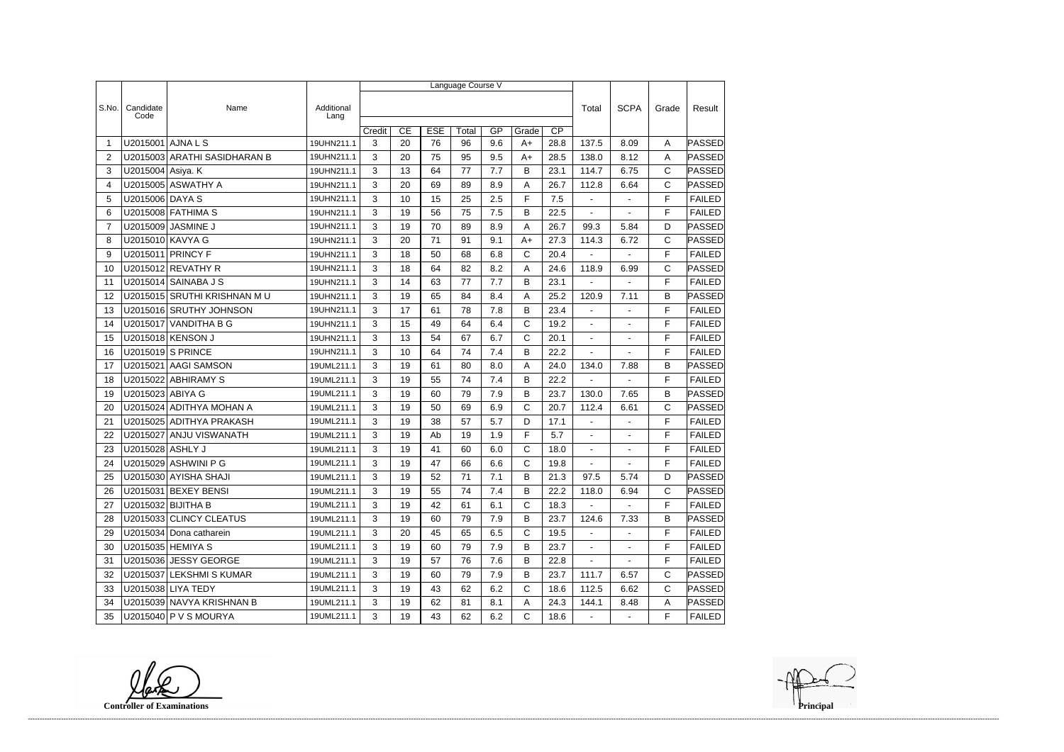| S.No. | Candidate Code | Name | Additional Lang | Language Course V | | | | | | | Total | SCPA | Grade | Result |
|---|---|---|---|---|---|---|---|---|---|---|---|---|---|---|
| | | | | Credit | CE | ESE | Total | GP | Grade | CP | | | | |
| 1 | U2015001 | AJNA L S | 19UHN211.1 | 3 | 20 | 76 | 96 | 9.6 | A+ | 28.8 | 137.5 | 8.09 | A | PASSED |
| 2 | U2015003 | ARATHI SASIDHARAN B | 19UHN211.1 | 3 | 20 | 75 | 95 | 9.5 | A+ | 28.5 | 138.0 | 8.12 | A | PASSED |
| 3 | U2015004 | Asiya. K | 19UHN211.1 | 3 | 13 | 64 | 77 | 7.7 | B | 23.1 | 114.7 | 6.75 | C | PASSED |
| 4 | U2015005 | ASWATHY A | 19UHN211.1 | 3 | 20 | 69 | 89 | 8.9 | A | 26.7 | 112.8 | 6.64 | C | PASSED |
| 5 | U2015006 | DAYA S | 19UHN211.1 | 3 | 10 | 15 | 25 | 2.5 | F | 7.5 | - | - | F | FAILED |
| 6 | U2015008 | FATHIMA S | 19UHN211.1 | 3 | 19 | 56 | 75 | 7.5 | B | 22.5 | - | - | F | FAILED |
| 7 | U2015009 | JASMINE J | 19UHN211.1 | 3 | 19 | 70 | 89 | 8.9 | A | 26.7 | 99.3 | 5.84 | D | PASSED |
| 8 | U2015010 | KAVYA G | 19UHN211.1 | 3 | 20 | 71 | 91 | 9.1 | A+ | 27.3 | 114.3 | 6.72 | C | PASSED |
| 9 | U2015011 | PRINCY F | 19UHN211.1 | 3 | 18 | 50 | 68 | 6.8 | C | 20.4 | - | - | F | FAILED |
| 10 | U2015012 | REVATHY R | 19UHN211.1 | 3 | 18 | 64 | 82 | 8.2 | A | 24.6 | 118.9 | 6.99 | C | PASSED |
| 11 | U2015014 | SAINABA J S | 19UHN211.1 | 3 | 14 | 63 | 77 | 7.7 | B | 23.1 | - | - | F | FAILED |
| 12 | U2015015 | SRUTHI KRISHNAN M U | 19UHN211.1 | 3 | 19 | 65 | 84 | 8.4 | A | 25.2 | 120.9 | 7.11 | B | PASSED |
| 13 | U2015016 | SRUTHY JOHNSON | 19UHN211.1 | 3 | 17 | 61 | 78 | 7.8 | B | 23.4 | - | - | F | FAILED |
| 14 | U2015017 | VANDITHA B G | 19UHN211.1 | 3 | 15 | 49 | 64 | 6.4 | C | 19.2 | - | - | F | FAILED |
| 15 | U2015018 | KENSON J | 19UHN211.1 | 3 | 13 | 54 | 67 | 6.7 | C | 20.1 | - | - | F | FAILED |
| 16 | U2015019 | S PRINCE | 19UHN211.1 | 3 | 10 | 64 | 74 | 7.4 | B | 22.2 | - | - | F | FAILED |
| 17 | U2015021 | AAGI SAMSON | 19UML211.1 | 3 | 19 | 61 | 80 | 8.0 | A | 24.0 | 134.0 | 7.88 | B | PASSED |
| 18 | U2015022 | ABHIRAMY S | 19UML211.1 | 3 | 19 | 55 | 74 | 7.4 | B | 22.2 | - | - | F | FAILED |
| 19 | U2015023 | ABIYA G | 19UML211.1 | 3 | 19 | 60 | 79 | 7.9 | B | 23.7 | 130.0 | 7.65 | B | PASSED |
| 20 | U2015024 | ADITHYA MOHAN A | 19UML211.1 | 3 | 19 | 50 | 69 | 6.9 | C | 20.7 | 112.4 | 6.61 | C | PASSED |
| 21 | U2015025 | ADITHYA PRAKASH | 19UML211.1 | 3 | 19 | 38 | 57 | 5.7 | D | 17.1 | - | - | F | FAILED |
| 22 | U2015027 | ANJU VISWANATH | 19UML211.1 | 3 | 19 | Ab | 19 | 1.9 | F | 5.7 | - | - | F | FAILED |
| 23 | U2015028 | ASHLY J | 19UML211.1 | 3 | 19 | 41 | 60 | 6.0 | C | 18.0 | - | - | F | FAILED |
| 24 | U2015029 | ASHWINI P G | 19UML211.1 | 3 | 19 | 47 | 66 | 6.6 | C | 19.8 | - | - | F | FAILED |
| 25 | U2015030 | AYISHA SHAJI | 19UML211.1 | 3 | 19 | 52 | 71 | 7.1 | B | 21.3 | 97.5 | 5.74 | D | PASSED |
| 26 | U2015031 | BEXEY BENSI | 19UML211.1 | 3 | 19 | 55 | 74 | 7.4 | B | 22.2 | 118.0 | 6.94 | C | PASSED |
| 27 | U2015032 | BIJITHA B | 19UML211.1 | 3 | 19 | 42 | 61 | 6.1 | C | 18.3 | - | - | F | FAILED |
| 28 | U2015033 | CLINCY CLEATUS | 19UML211.1 | 3 | 19 | 60 | 79 | 7.9 | B | 23.7 | 124.6 | 7.33 | B | PASSED |
| 29 | U2015034 | Dona catharein | 19UML211.1 | 3 | 20 | 45 | 65 | 6.5 | C | 19.5 | - | - | F | FAILED |
| 30 | U2015035 | HEMIYA S | 19UML211.1 | 3 | 19 | 60 | 79 | 7.9 | B | 23.7 | - | - | F | FAILED |
| 31 | U2015036 | JESSY GEORGE | 19UML211.1 | 3 | 19 | 57 | 76 | 7.6 | B | 22.8 | - | - | F | FAILED |
| 32 | U2015037 | LEKSHMI S KUMAR | 19UML211.1 | 3 | 19 | 60 | 79 | 7.9 | B | 23.7 | 111.7 | 6.57 | C | PASSED |
| 33 | U2015038 | LIYA TEDY | 19UML211.1 | 3 | 19 | 43 | 62 | 6.2 | C | 18.6 | 112.5 | 6.62 | C | PASSED |
| 34 | U2015039 | NAVYA KRISHNAN B | 19UML211.1 | 3 | 19 | 62 | 81 | 8.1 | A | 24.3 | 144.1 | 8.48 | A | PASSED |
| 35 | U2015040 | P V S MOURYA | 19UML211.1 | 3 | 19 | 43 | 62 | 6.2 | C | 18.6 | - | - | F | FAILED |

**Controller of Examinations** **Principal**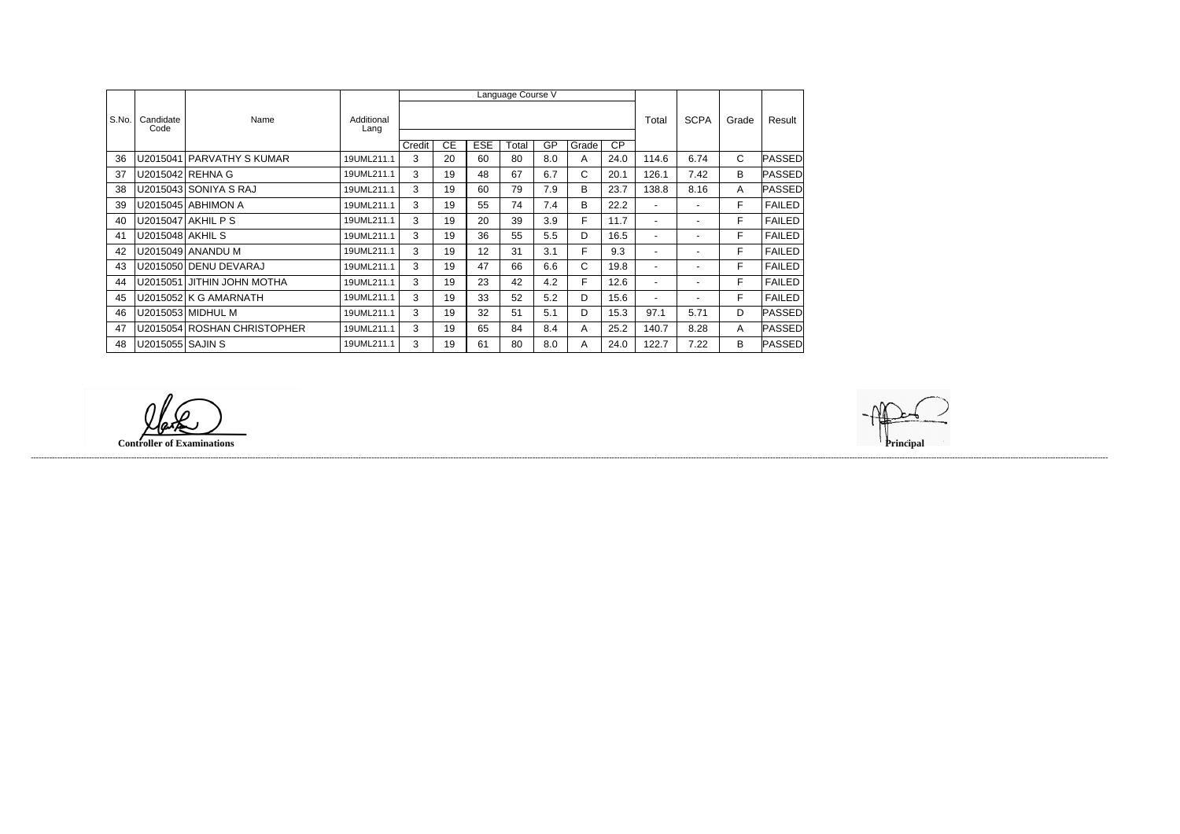| S.No. | Candidate Code | Name | Additional Lang | Language Course V | | | | | | | Total | SCPA | Grade | Result |
|---|---|---|---|---|---|---|---|---|---|---|---|---|---|---|
| | | | | Credit | CE | ESE | Total | GP | Grade | CP | | | | |
| 36 | U2015041 | PARVATHY S KUMAR | 19UML211.1 | 3 | 20 | 60 | 80 | 8.0 | A | 24.0 | 114.6 | 6.74 | C | PASSED |
| 37 | U2015042 | REHNA G | 19UML211.1 | 3 | 19 | 48 | 67 | 6.7 | C | 20.1 | 126.1 | 7.42 | B | PASSED |
| 38 | U2015043 | SONIYA S RAJ | 19UML211.1 | 3 | 19 | 60 | 79 | 7.9 | B | 23.7 | 138.8 | 8.16 | A | PASSED |
| 39 | U2015045 | ABHIMON A | 19UML211.1 | 3 | 19 | 55 | 74 | 7.4 | B | 22.2 | - | - | F | FAILED |
| 40 | U2015047 | AKHIL P S | 19UML211.1 | 3 | 19 | 20 | 39 | 3.9 | F | 11.7 | - | - | F | FAILED |
| 41 | U2015048 | AKHIL S | 19UML211.1 | 3 | 19 | 36 | 55 | 5.5 | D | 16.5 | - | - | F | FAILED |
| 42 | U2015049 | ANANDU M | 19UML211.1 | 3 | 19 | 12 | 31 | 3.1 | F | 9.3 | - | - | F | FAILED |
| 43 | U2015050 | DENU DEVARAJ | 19UML211.1 | 3 | 19 | 47 | 66 | 6.6 | C | 19.8 | - | - | F | FAILED |
| 44 | U2015051 | JITHIN JOHN MOTHA | 19UML211.1 | 3 | 19 | 23 | 42 | 4.2 | F | 12.6 | - | - | F | FAILED |
| 45 | U2015052 | K G AMARNATH | 19UML211.1 | 3 | 19 | 33 | 52 | 5.2 | D | 15.6 | - | - | F | FAILED |
| 46 | U2015053 | MIDHUL M | 19UML211.1 | 3 | 19 | 32 | 51 | 5.1 | D | 15.3 | 97.1 | 5.71 | D | PASSED |
| 47 | U2015054 | ROSHAN CHRISTOPHER | 19UML211.1 | 3 | 19 | 65 | 84 | 8.4 | A | 25.2 | 140.7 | 8.28 | A | PASSED |
| 48 | U2015055 | SAJIN S | 19UML211.1 | 3 | 19 | 61 | 80 | 8.0 | A | 24.0 | 122.7 | 7.22 | B | PASSED |

**Controller of Examinations**

**Principal**